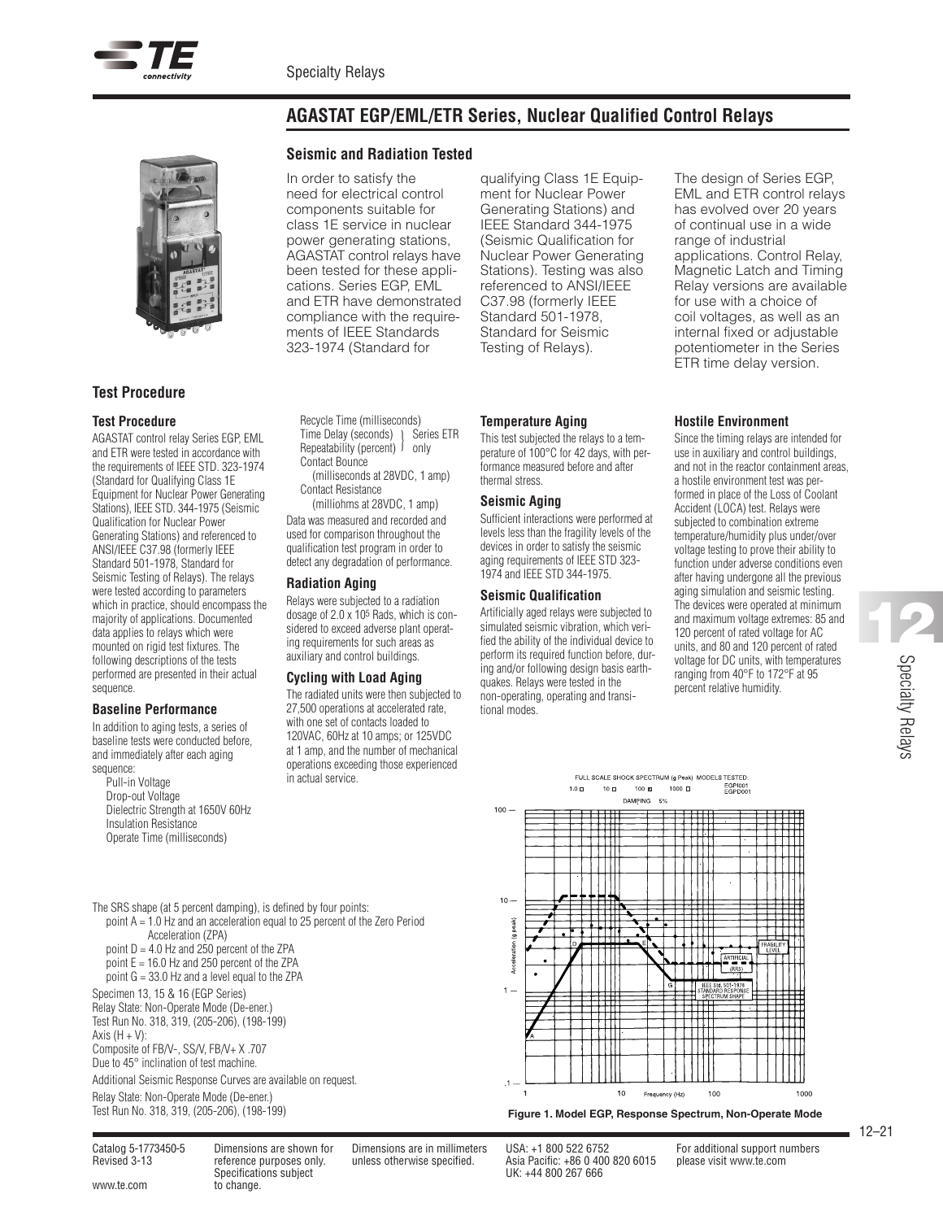# AGASTAT EGP/EML/ETR Series, Nuclear Qualified Control Relays

## Seismic and Radiation Tested

In order to satisfy the need for electrical control components suitable for class 1E service in nuclear power generating stations, AGASTAT control relays have been tested for these applications. Series EGP, EML and ETR have demonstrated compliance with the requirements of IEEE Standards 323-1974 (Standard for qualifying Class 1E Equipment for Nuclear Power Generating Stations) and IEEE Standard 344-1975 (Seismic Qualification for Nuclear Power Generating Stations). Testing was also referenced to ANSI/IEEE C37.98 (formerly IEEE Standard 501-1978, Standard for Seismic Testing of Relays).

The design of Series EGP, EML and ETR control relays has evolved over 20 years of continual use in a wide range of industrial applications. Control Relay, Magnetic Latch and Timing Relay versions are available for use with a choice of coil voltages, as well as an internal fixed or adjustable potentiometer in the Series ETR time delay version.

## Test Procedure

### Test Procedure

AGASTAT control relay Series EGP, EML and ETR were tested in accordance with the requirements of IEEE STD. 323-1974 (Standard for Qualifying Class 1E Equipment for Nuclear Power Generating Stations), IEEE STD. 344-1975 (Seismic Qualification for Nuclear Power Generating Stations) and referenced to ANSI/IEEE C37.98 (formerly IEEE Standard 501-1978, Standard for Seismic Testing of Relays). The relays were tested according to parameters which in practice, should encompass the majority of applications. Documented data applies to relays which were mounted on rigid test fixtures. The following descriptions of the tests performed are presented in their actual sequence.

### Baseline Performance

In addition to aging tests, a series of baseline tests were conducted before, and immediately after each aging sequence:

- Pull-in Voltage
- Drop-out Voltage
- Dielectric Strength at 1650V 60Hz
- Insulation Resistance
- Operate Time (milliseconds)
- Recycle Time (milliseconds)
- Time Delay (seconds) } Series ETR only
- Repeatability (percent) } Series ETR only
- Contact Bounce (milliseconds at 28VDC, 1 amp)
- Contact Resistance (milliohms at 28VDC, 1 amp)

Data was measured and recorded and used for comparison throughout the qualification test program in order to detect any degradation of performance.

### Radiation Aging

Relays were subjected to a radiation dosage of $2.0 \times 10^5$ Rads, which is considered to exceed adverse plant operating requirements for such areas as auxiliary and control buildings.

### Cycling with Load Aging

The radiated units were then subjected to 27,500 operations at accelerated rate, with one set of contacts loaded to 120VAC, 60Hz at 10 amps; or 125VDC at 1 amp, and the number of mechanical operations exceeding those experienced in actual service.

### Temperature Aging

This test subjected the relays to a temperature of 100°C for 42 days, with performance measured before and after thermal stress.

### Seismic Aging

Sufficient interactions were performed at levels less than the fragility levels of the devices in order to satisfy the seismic aging requirements of IEEE STD 323-1974 and IEEE STD 344-1975.

### Seismic Qualification

Artificially aged relays were subjected to simulated seismic vibration, which verified the ability of the individual device to perform its required function before, during and/or following design basis earthquakes. Relays were tested in the non-operating, operating and transitional modes.

### Hostile Environment

Since the timing relays are intended for use in auxiliary and control buildings, and not in the reactor containment areas, a hostile environment test was performed in place of the Loss of Coolant Accident (LOCA) test. Relays were subjected to combination extreme temperature/humidity plus under/over voltage testing to prove their ability to function under adverse conditions even after having undergone all the previous aging simulation and seismic testing. The devices were operated at minimum and maximum voltage extremes: 85 and 120 percent of rated voltage for AC units, and 80 and 120 percent of rated voltage for DC units, with temperatures ranging from 40°F to 172°F at 95 percent relative humidity.

The SRS shape (at 5 percent damping), is defined by four points:

- point A = 1.0 Hz and an acceleration equal to 25 percent of the Zero Period Acceleration (ZPA)
- point D = 4.0 Hz and 250 percent of the ZPA
- point E = 16.0 Hz and 250 percent of the ZPA
- point G = 33.0 Hz and a level equal to the ZPA

Specimen 13, 15 & 16 (EGP Series)
Relay State: Non-Operate Mode (De-ener.)
Test Run No. 318, 319, (205-206), (198-199)
Axis (H + V):
Composite of FB/V-, SS/V, FB/V+ X .707
Due to 45° inclination of test machine.

Additional Seismic Response Curves are available on request.

Relay State: Non-Operate Mode (De-ener.)
Test Run No. 318, 319, (205-206), (198-199)

**Figure 1. Model EGP, Response Spectrum, Non-Operate Mode**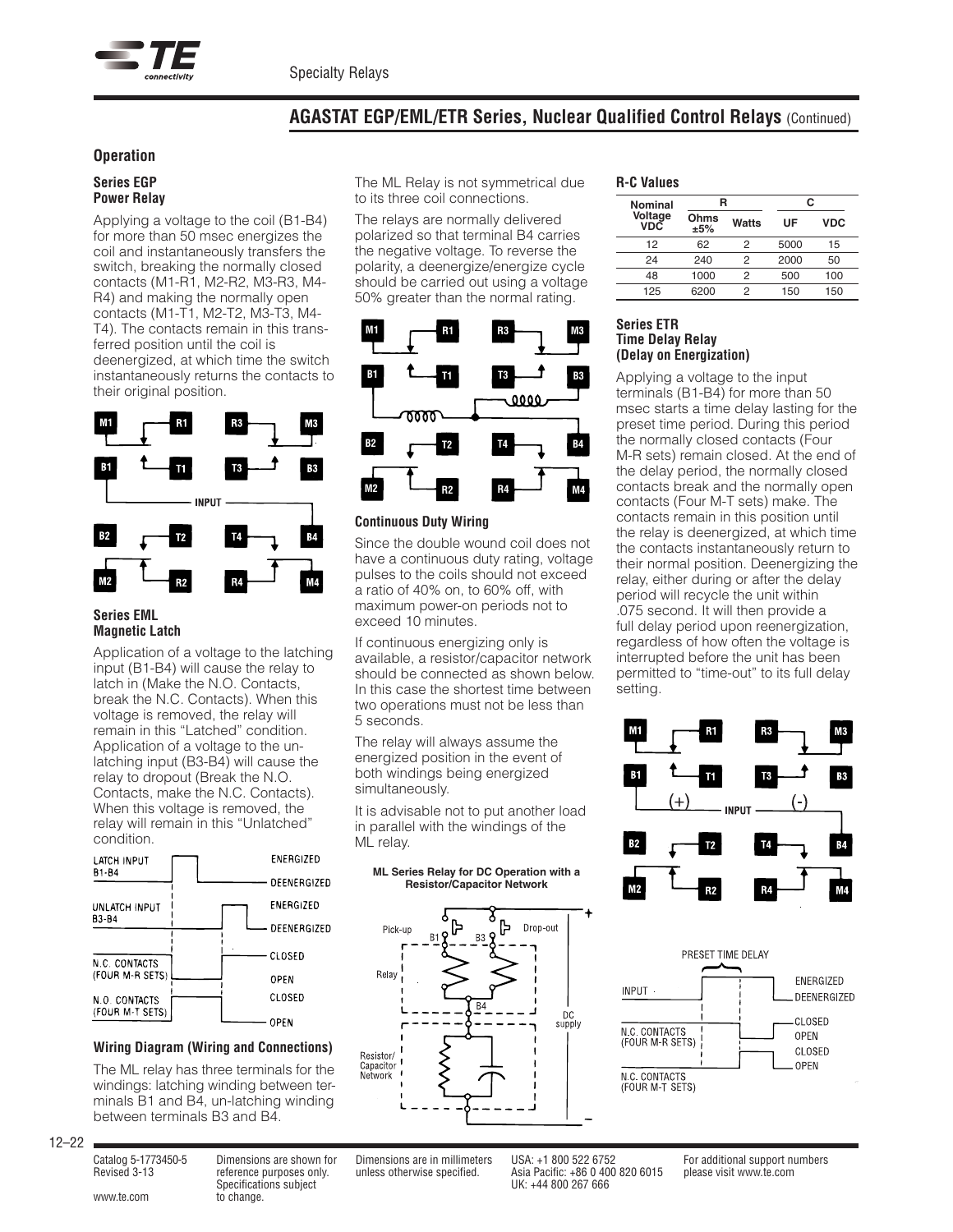## AGASTAT EGP/EML/ETR Series, Nuclear Qualified Control Relays (Continued)

### Operation

#### Series EGP Power Relay

Applying a voltage to the coil (B1-B4) for more than 50 msec energizes the coil and instantaneously transfers the switch, breaking the normally closed contacts (M1-R1, M2-R2, M3-R3, M4-R4) and making the normally open contacts (M1-T1, M2-T2, M3-T3, M4-T4). The contacts remain in this transferred position until the coil is deenergized, at which time the switch instantaneously returns the contacts to their original position.

#### Series EML Magnetic Latch

Application of a voltage to the latching input (B1-B4) will cause the relay to latch in (Make the N.O. Contacts, break the N.C. Contacts). When this voltage is removed, the relay will remain in this "Latched" condition. Application of a voltage to the un-latching input (B3-B4) will cause the relay to dropout (Break the N.O. Contacts, make the N.C. Contacts). When this voltage is removed, the relay will remain in this "Unlatched" condition.

#### Wiring Diagram (Wiring and Connections)

The ML relay has three terminals for the windings: latching winding between terminals B1 and B4, un-latching winding between terminals B3 and B4.

The ML Relay is not symmetrical due to its three coil connections.

The relays are normally delivered polarized so that terminal B4 carries the negative voltage. To reverse the polarity, a deenergize/energize cycle should be carried out using a voltage 50% greater than the normal rating.

#### Continuous Duty Wiring

Since the double wound coil does not have a continuous duty rating, voltage pulses to the coils should not exceed a ratio of 40% on, to 60% off, with maximum power-on periods not to exceed 10 minutes.

If continuous energizing only is available, a resistor/capacitor network should be connected as shown below. In this case the shortest time between two operations must not be less than 5 seconds.

The relay will always assume the energized position in the event of both windings being energized simultaneously.

It is advisable not to put another load in parallel with the windings of the ML relay.

**ML Series Relay for DC Operation with a Resistor/Capacitor Network**

#### R-C Values

| Nominal Voltage VDC | R | | C | |
|---|---|---|---|---|
| | Ohms ±5% | Watts | UF | VDC |
| 12 | 62 | 2 | 5000 | 15 |
| 24 | 240 | 2 | 2000 | 50 |
| 48 | 1000 | 2 | 500 | 100 |
| 125 | 6200 | 2 | 150 | 150 |

#### Series ETR Time Delay Relay (Delay on Energization)

Applying a voltage to the input terminals (B1-B4) for more than 50 msec starts a time delay lasting for the preset time period. During this period the normally closed contacts (Four M-R sets) remain closed. At the end of the delay period, the normally closed contacts break and the normally open contacts (Four M-T sets) make. The contacts remain in this position until the relay is deenergized, at which time the contacts instantaneously return to their normal position. Deenergizing the relay, either during or after the delay period will recycle the unit within .075 second. It will then provide a full delay period upon reenergization, regardless of how often the voltage is interrupted before the unit has been permitted to "time-out" to its full delay setting.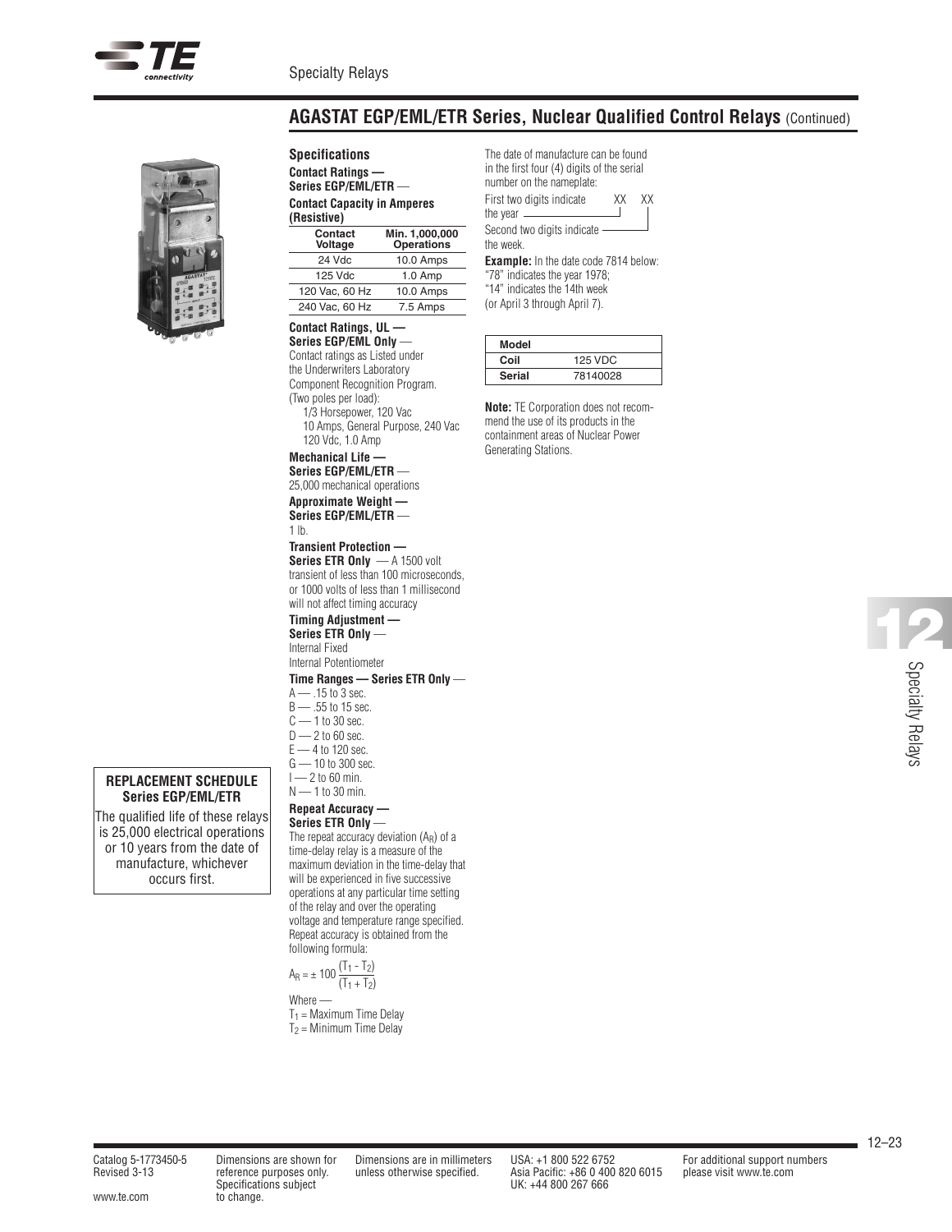## AGASTAT EGP/EML/ETR Series, Nuclear Qualified Control Relays (Continued)

### Specifications

**Contact Ratings — Series EGP/EML/ETR —**

**Contact Capacity in Amperes (Resistive)**

| Contact Voltage | Min. 1,000,000 Operations |
|---|---|
| 24 Vdc | 10.0 Amps |
| 125 Vdc | 1.0 Amp |
| 120 Vac, 60 Hz | 10.0 Amps |
| 240 Vac, 60 Hz | 7.5 Amps |

**Contact Ratings, UL — Series EGP/EML Only —**
Contact ratings as Listed under the Underwriters Laboratory Component Recognition Program. (Two poles per load):
- 1/3 Horsepower, 120 Vac
- 10 Amps, General Purpose, 240 Vac
- 120 Vdc, 1.0 Amp

**Mechanical Life — Series EGP/EML/ETR —**
25,000 mechanical operations

**Approximate Weight — Series EGP/EML/ETR —**
1 lb.

**Transient Protection — Series ETR Only** — A 1500 volt transient of less than 100 microseconds, or 1000 volts of less than 1 millisecond will not affect timing accuracy

**Timing Adjustment — Series ETR Only —**
Internal Fixed
Internal Potentiometer

**Time Ranges — Series ETR Only —**
- A — .15 to 3 sec.
- B — .55 to 15 sec.
- C — 1 to 30 sec.
- D — 2 to 60 sec.
- E — 4 to 120 sec.
- G — 10 to 300 sec.
- I — 2 to 60 min.
- N — 1 to 30 min.

**Repeat Accuracy — Series ETR Only —**
The repeat accuracy deviation ($A_R$) of a time-delay relay is a measure of the maximum deviation in the time-delay that will be experienced in five successive operations at any particular time setting of the relay and over the operating voltage and temperature range specified. Repeat accuracy is obtained from the following formula:

$$A_R = \pm 100 \frac{(T_1 - T_2)}{(T_1 + T_2)}$$

Where —
$T_1$ = Maximum Time Delay
$T_2$ = Minimum Time Delay

The date of manufacture can be found in the first four (4) digits of the serial number on the nameplate:

First two digits indicate the year — XX XX
Second two digits indicate the week.

**Example:** In the date code 7814 below:
"78" indicates the year 1978;
"14" indicates the 14th week
(or April 3 through April 7).

| Model | |
|---|---|
| Coil | 125 VDC |
| Serial | 78140028 |

**Note:** TE Corporation does not recommend the use of its products in the containment areas of Nuclear Power Generating Stations.

**REPLACEMENT SCHEDULE Series EGP/EML/ETR**

The qualified life of these relays is 25,000 electrical operations or 10 years from the date of manufacture, whichever occurs first.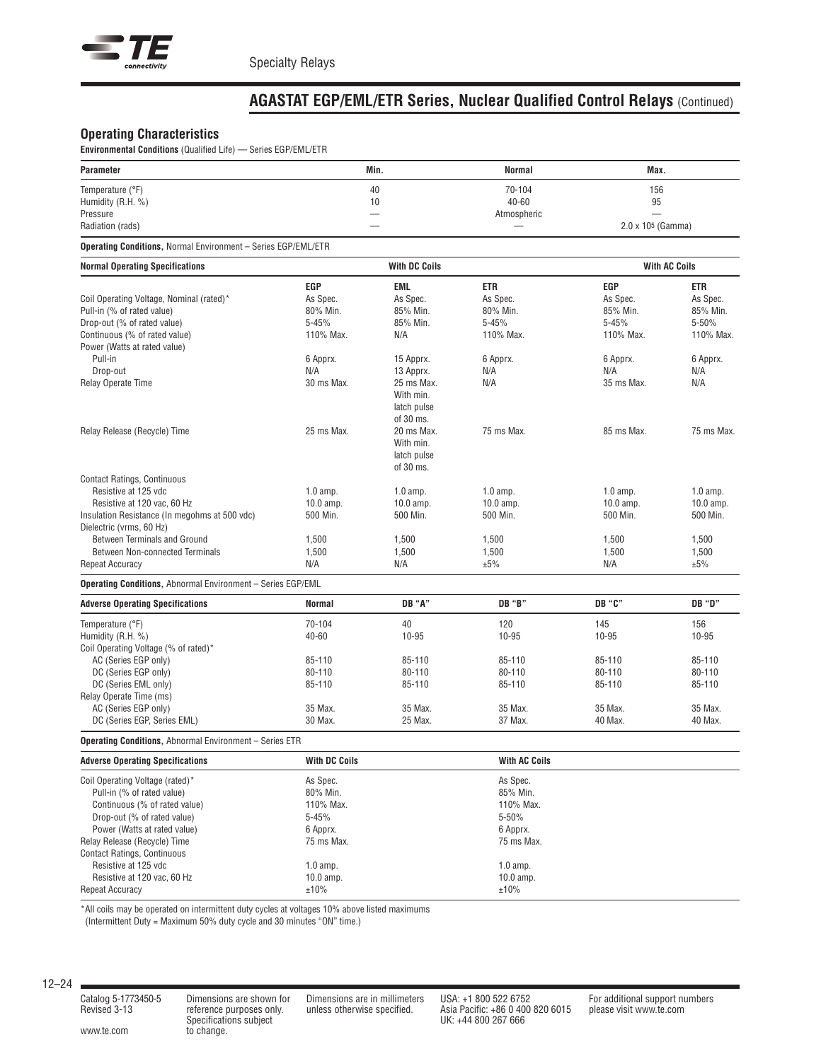## AGASTAT EGP/EML/ETR Series, Nuclear Qualified Control Relays (Continued)

### Operating Characteristics

**Environmental Conditions** (Qualified Life) — Series EGP/EML/ETR

| Parameter | Min. | Normal | Max. |
|---|---|---|---|
| Temperature (°F) | 40 | 70-104 | 156 |
| Humidity (R.H. %) | 10 | 40-60 | 95 |
| Pressure | — | Atmospheric | — |
| Radiation (rads) | — | — | $2.0 \times 10^5$ (Gamma) |

**Operating Conditions,** Normal Environment – Series EGP/EML/ETR

| Normal Operating Specifications | With DC Coils | | | With AC Coils | |
|---|---|---|---|---|---|
| | EGP | EML | ETR | EGP | ETR |
| Coil Operating Voltage, Nominal (rated)* | As Spec. | As Spec. | As Spec. | As Spec. | As Spec. |
| Pull-in (% of rated value) | 80% Min. | 85% Min. | 80% Min. | 85% Min. | 85% Min. |
| Drop-out (% of rated value) | 5-45% | 85% Min. | 5-45% | 5-45% | 5-50% |
| Continuous (% of rated value) | 110% Max. | N/A | 110% Max. | 110% Max. | 110% Max. |
| Power (Watts at rated value) | | | | | |
| Pull-in | 6 Apprx. | 15 Apprx. | 6 Apprx. | 6 Apprx. | 6 Apprx. |
| Drop-out | N/A | 13 Apprx. | N/A | N/A | N/A |
| Relay Operate Time | 30 ms Max. | 25 ms Max. With min. latch pulse of 30 ms. | N/A | 35 ms Max. | N/A |
| Relay Release (Recycle) Time | 25 ms Max. | 20 ms Max. With min. latch pulse of 30 ms. | 75 ms Max. | 85 ms Max. | 75 ms Max. |
| Contact Ratings, Continuous | | | | | |
| Resistive at 125 vdc | 1.0 amp. | 1.0 amp. | 1.0 amp. | 1.0 amp. | 1.0 amp. |
| Resistive at 120 vac, 60 Hz | 10.0 amp. | 10.0 amp. | 10.0 amp. | 10.0 amp. | 10.0 amp. |
| Insulation Resistance (In megohms at 500 vdc) | 500 Min. | 500 Min. | 500 Min. | 500 Min. | 500 Min. |
| Dielectric (vrms, 60 Hz) | | | | | |
| Between Terminals and Ground | 1,500 | 1,500 | 1,500 | 1,500 | 1,500 |
| Between Non-connected Terminals | 1,500 | 1,500 | 1,500 | 1,500 | 1,500 |
| Repeat Accuracy | N/A | N/A | ±5% | N/A | ±5% |

**Operating Conditions,** Abnormal Environment – Series EGP/EML

| Adverse Operating Specifications | Normal | DB "A" | DB "B" | DB "C" | DB "D" |
|---|---|---|---|---|---|
| Temperature (°F) | 70-104 | 40 | 120 | 145 | 156 |
| Humidity (R.H. %) | 40-60 | 10-95 | 10-95 | 10-95 | 10-95 |
| Coil Operating Voltage (% of rated)* | | | | | |
| AC (Series EGP only) | 85-110 | 85-110 | 85-110 | 85-110 | 85-110 |
| DC (Series EGP only) | 80-110 | 80-110 | 80-110 | 80-110 | 80-110 |
| DC (Series EML only) | 85-110 | 85-110 | 85-110 | 85-110 | 85-110 |
| Relay Operate Time (ms) | | | | | |
| AC (Series EGP only) | 35 Max. | 35 Max. | 35 Max. | 35 Max. | 35 Max. |
| DC (Series EGP, Series EML) | 30 Max. | 25 Max. | 37 Max. | 40 Max. | 40 Max. |

**Operating Conditions,** Abnormal Environment – Series ETR

| Adverse Operating Specifications | With DC Coils | With AC Coils |
|---|---|---|
| Coil Operating Voltage (rated)* | As Spec. | As Spec. |
| Pull-in (% of rated value) | 80% Min. | 85% Min. |
| Continuous (% of rated value) | 110% Max. | 110% Max. |
| Drop-out (% of rated value) | 5-45% | 5-50% |
| Power (Watts at rated value) | 6 Apprx. | 6 Apprx. |
| Relay Release (Recycle) Time | 75 ms Max. | 75 ms Max. |
| Contact Ratings, Continuous | | |
| Resistive at 125 vdc | 1.0 amp. | 1.0 amp. |
| Resistive at 120 vac, 60 Hz | 10.0 amp. | 10.0 amp. |
| Repeat Accuracy | ±10% | ±10% |

*All coils may be operated on intermittent duty cycles at voltages 10% above listed maximums (Intermittent Duty = Maximum 50% duty cycle and 30 minutes "ON" time.)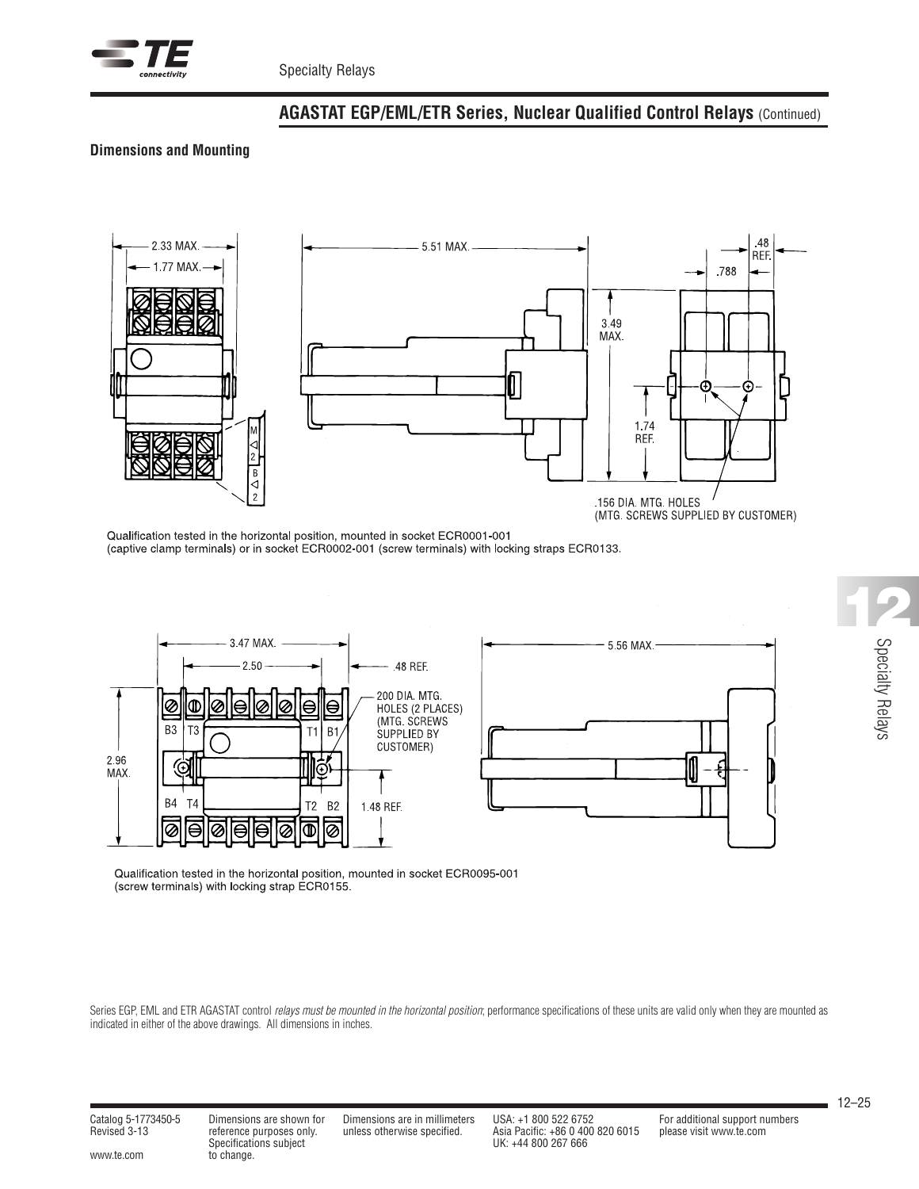## AGASTAT EGP/EML/ETR Series, Nuclear Qualified Control Relays (Continued)

### Dimensions and Mounting

2.33 MAX.
1.77 MAX.
5.51 MAX.
.48 REF.
.788
3.49 MAX.
1.74 REF.
.156 DIA. MTG. HOLES (MTG. SCREWS SUPPLIED BY CUSTOMER)

Qualification tested in the horizontal position, mounted in socket ECR0001-001 (captive clamp terminals) or in socket ECR0002-001 (screw terminals) with locking straps ECR0133.

3.47 MAX.
2.50
.48 REF.
200 DIA. MTG. HOLES (2 PLACES) (MTG. SCREWS SUPPLIED BY CUSTOMER)
2.96 MAX.
1.48 REF.
5.56 MAX.

Qualification tested in the horizontal position, mounted in socket ECR0095-001 (screw terminals) with locking strap ECR0155.

Series EGP, EML and ETR AGASTAT control *relays must be mounted in the horizontal position*; performance specifications of these units are valid only when they are mounted as indicated in either of the above drawings. All dimensions in inches.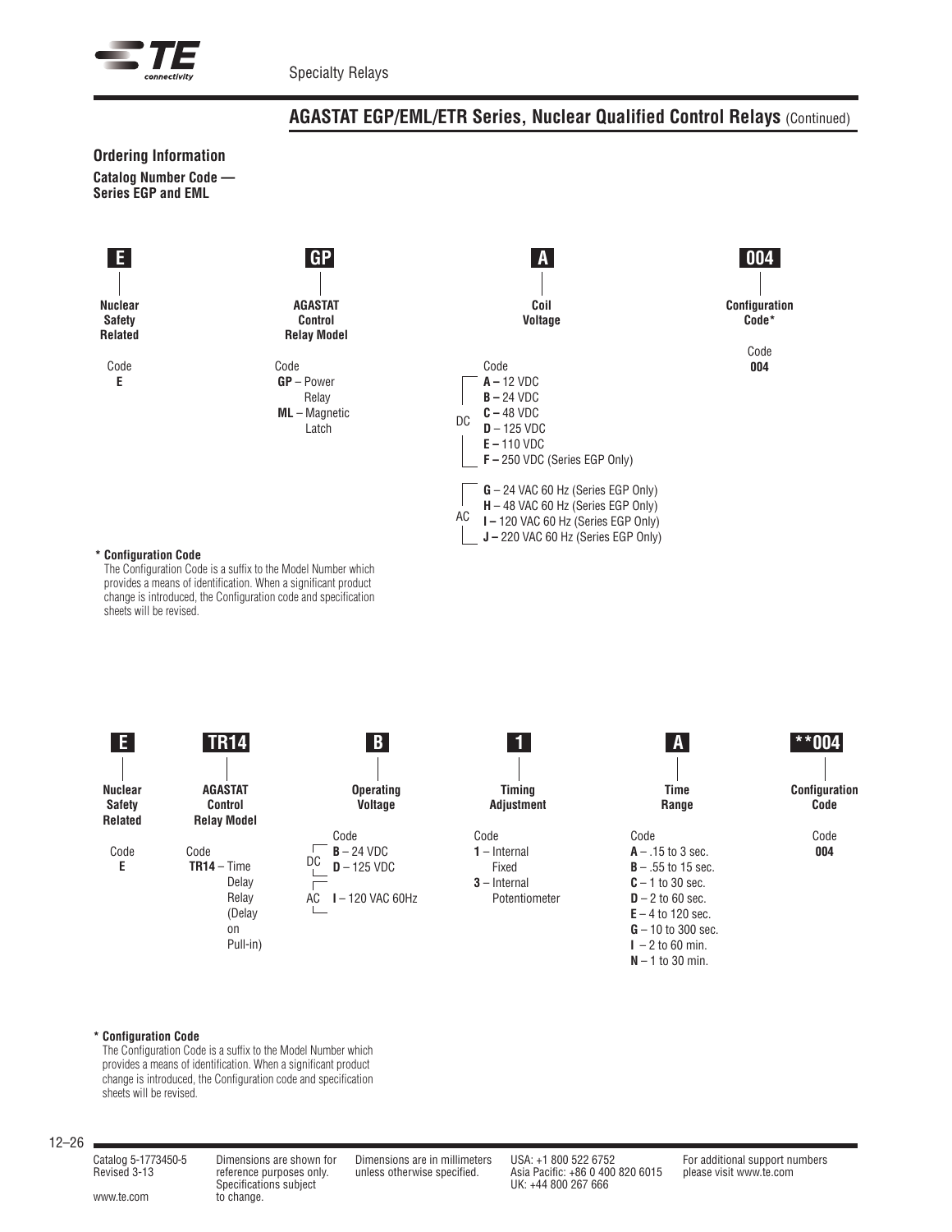## AGASTAT EGP/EML/ETR Series, Nuclear Qualified Control Relays (Continued)

### Ordering Information

**Catalog Number Code — Series EGP and EML**

| **E** | **GP** | **A** | **004** |
|---|---|---|---|
| **Nuclear Safety Related** | **AGASTAT Control Relay Model** | **Coil Voltage** | **Configuration Code*** |
| Code<br>**E** | Code<br>**GP** – Power Relay<br>**ML** – Magnetic Latch | Code<br>DC:<br>**A –** 12 VDC<br>**B –** 24 VDC<br>**C –** 48 VDC<br>**D –** 125 VDC<br>**E –** 110 VDC<br>**F –** 250 VDC (Series EGP Only)<br>AC:<br>**G** – 24 VAC 60 Hz (Series EGP Only)<br>**H** – 48 VAC 60 Hz (Series EGP Only)<br>**I –** 120 VAC 60 Hz (Series EGP Only)<br>**J –** 220 VAC 60 Hz (Series EGP Only) | Code<br>**004** |

**\* Configuration Code**
The Configuration Code is a suffix to the Model Number which provides a means of identification. When a significant product change is introduced, the Configuration code and specification sheets will be revised.

| **E** | **TR14** | **B** | **1** | **A** | **\*\*004** |
|---|---|---|---|---|---|
| **Nuclear Safety Related** | **AGASTAT Control Relay Model** | **Operating Voltage** | **Timing Adjustment** | **Time Range** | **Configuration Code** |
| Code<br>**E** | Code<br>**TR14** – Time Delay Relay (Delay on Pull-in) | Code<br>DC:<br>**B** – 24 VDC<br>**D** – 125 VDC<br>AC:<br>**I** – 120 VAC 60Hz | Code<br>**1** – Internal Fixed<br>**3** – Internal Potentiometer | Code<br>**A** – .15 to 3 sec.<br>**B** – .55 to 15 sec.<br>**C** – 1 to 30 sec.<br>**D** – 2 to 60 sec.<br>**E** – 4 to 120 sec.<br>**G** – 10 to 300 sec.<br>**I** – 2 to 60 min.<br>**N** – 1 to 30 min. | Code<br>**004** |

**\* Configuration Code**
The Configuration Code is a suffix to the Model Number which provides a means of identification. When a significant product change is introduced, the Configuration code and specification sheets will be revised.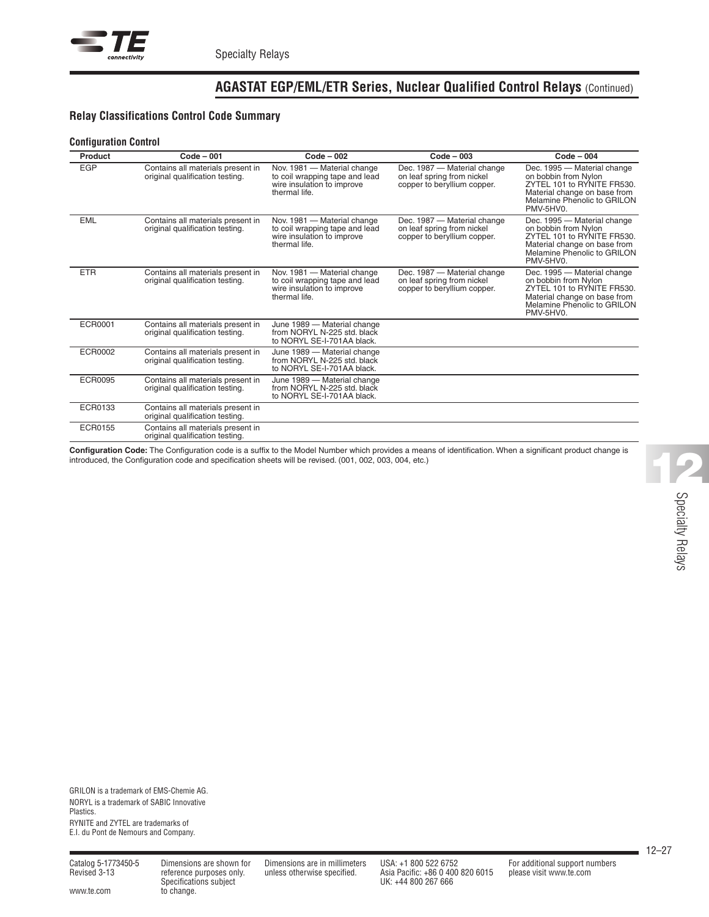## AGASTAT EGP/EML/ETR Series, Nuclear Qualified Control Relays (Continued)

### Relay Classifications Control Code Summary

#### Configuration Control

| Product | Code – 001 | Code – 002 | Code – 003 | Code – 004 |
|---|---|---|---|---|
| EGP | Contains all materials present in original qualification testing. | Nov. 1981 — Material change to coil wrapping tape and lead wire insulation to improve thermal life. | Dec. 1987 — Material change on leaf spring from nickel copper to beryllium copper. | Dec. 1995 — Material change on bobbin from Nylon ZYTEL 101 to RYNITE FR530. Material change on base from Melamine Phenolic to GRILON PMV-5HV0. |
| EML | Contains all materials present in original qualification testing. | Nov. 1981 — Material change to coil wrapping tape and lead wire insulation to improve thermal life. | Dec. 1987 — Material change on leaf spring from nickel copper to beryllium copper. | Dec. 1995 — Material change on bobbin from Nylon ZYTEL 101 to RYNITE FR530. Material change on base from Melamine Phenolic to GRILON PMV-5HV0. |
| ETR | Contains all materials present in original qualification testing. | Nov. 1981 — Material change to coil wrapping tape and lead wire insulation to improve thermal life. | Dec. 1987 — Material change on leaf spring from nickel copper to beryllium copper. | Dec. 1995 — Material change on bobbin from Nylon ZYTEL 101 to RYNITE FR530. Material change on base from Melamine Phenolic to GRILON PMV-5HV0. |
| ECR0001 | Contains all materials present in original qualification testing. | June 1989 — Material change from NORYL N-225 std. black to NORYL SE-I-701AA black. | | |
| ECR0002 | Contains all materials present in original qualification testing. | June 1989 — Material change from NORYL N-225 std. black to NORYL SE-I-701AA black. | | |
| ECR0095 | Contains all materials present in original qualification testing. | June 1989 — Material change from NORYL N-225 std. black to NORYL SE-I-701AA black. | | |
| ECR0133 | Contains all materials present in original qualification testing. | | | |
| ECR0155 | Contains all materials present in original qualification testing. | | | |

**Configuration Code:** The Configuration code is a suffix to the Model Number which provides a means of identification. When a significant product change is introduced, the Configuration code and specification sheets will be revised. (001, 002, 003, 004, etc.)

GRILON is a trademark of EMS-Chemie AG.

NORYL is a trademark of SABIC Innovative Plastics.

RYNITE and ZYTEL are trademarks of E.I. du Pont de Nemours and Company.